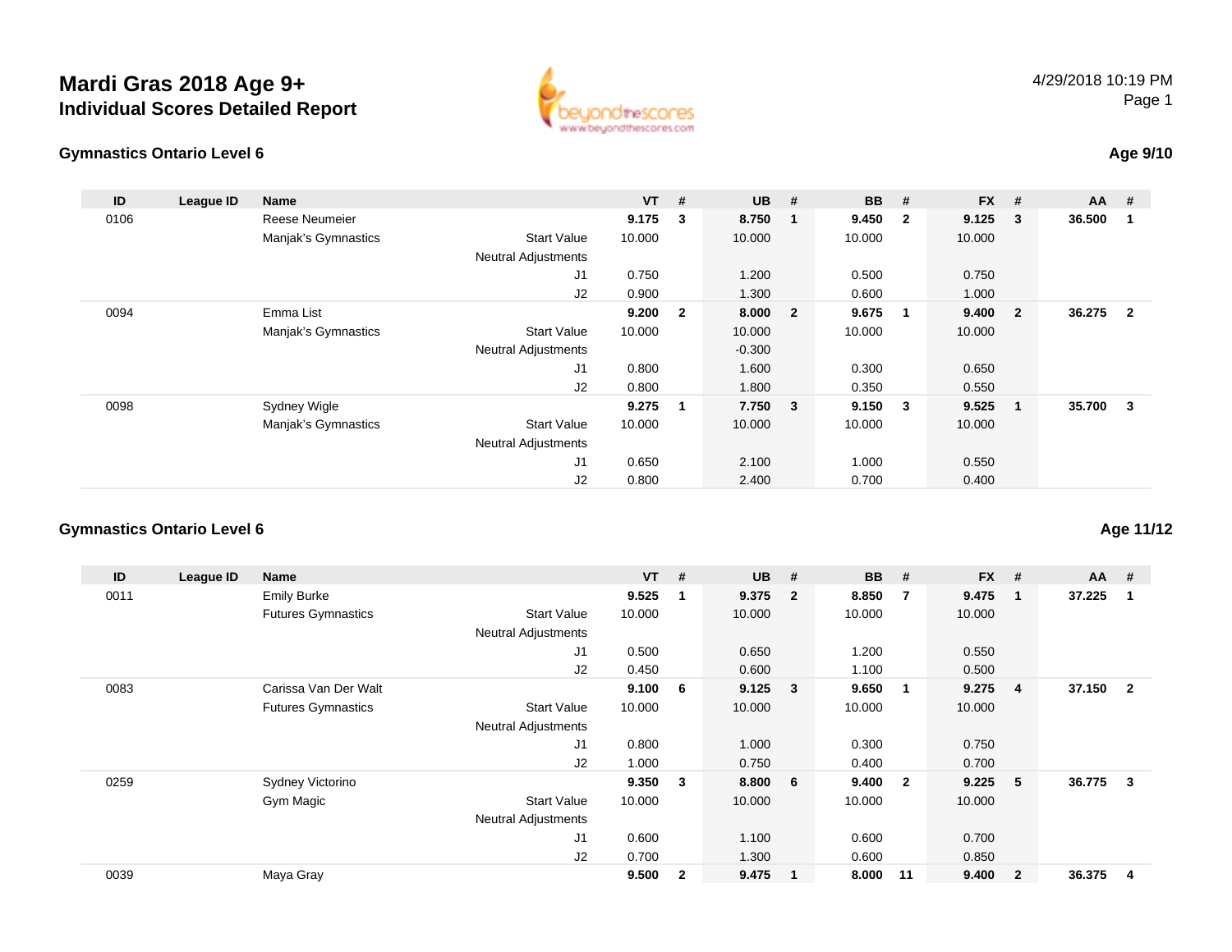# Mardi Gras 2018 Age 9+

## Individual Scores Detailed Report

4/29/2018 10:19 PM

### Gymnastics Ontario Level 6

**Age 9/10**

| ID | League ID | Name | | VT | # | UB | # | BB | # | FX | # | AA | # |
|---|---|---|---|---|---|---|---|---|---|---|---|---|---|
| 0106 | | Reese Neumeier | | **9.175** | **3** | **8.750** | **1** | **9.450** | **2** | **9.125** | **3** | **36.500** | **1** |
| | | Manjak's Gymnastics | Start Value | 10.000 | | 10.000 | | 10.000 | | 10.000 | | | |
| | | | Neutral Adjustments | | | | | | | | | | |
| | | | J1 | 0.750 | | 1.200 | | 0.500 | | 0.750 | | | |
| | | | J2 | 0.900 | | 1.300 | | 0.600 | | 1.000 | | | |
| 0094 | | Emma List | | **9.200** | **2** | **8.000** | **2** | **9.675** | **1** | **9.400** | **2** | **36.275** | **2** |
| | | Manjak's Gymnastics | Start Value | 10.000 | | 10.000 | | 10.000 | | 10.000 | | | |
| | | | Neutral Adjustments | | | -0.300 | | | | | | | |
| | | | J1 | 0.800 | | 1.600 | | 0.300 | | 0.650 | | | |
| | | | J2 | 0.800 | | 1.800 | | 0.350 | | 0.550 | | | |
| 0098 | | Sydney Wigle | | **9.275** | **1** | **7.750** | **3** | **9.150** | **3** | **9.525** | **1** | **35.700** | **3** |
| | | Manjak's Gymnastics | Start Value | 10.000 | | 10.000 | | 10.000 | | 10.000 | | | |
| | | | Neutral Adjustments | | | | | | | | | | |
| | | | J1 | 0.650 | | 2.100 | | 1.000 | | 0.550 | | | |
| | | | J2 | 0.800 | | 2.400 | | 0.700 | | 0.400 | | | |

### Gymnastics Ontario Level 6

**Age 11/12**

| ID | League ID | Name | | VT | # | UB | # | BB | # | FX | # | AA | # |
|---|---|---|---|---|---|---|---|---|---|---|---|---|---|
| 0011 | | Emily Burke | | **9.525** | **1** | **9.375** | **2** | **8.850** | **7** | **9.475** | **1** | **37.225** | **1** |
| | | Futures Gymnastics | Start Value | 10.000 | | 10.000 | | 10.000 | | 10.000 | | | |
| | | | Neutral Adjustments | | | | | | | | | | |
| | | | J1 | 0.500 | | 0.650 | | 1.200 | | 0.550 | | | |
| | | | J2 | 0.450 | | 0.600 | | 1.100 | | 0.500 | | | |
| 0083 | | Carissa Van Der Walt | | **9.100** | **6** | **9.125** | **3** | **9.650** | **1** | **9.275** | **4** | **37.150** | **2** |
| | | Futures Gymnastics | Start Value | 10.000 | | 10.000 | | 10.000 | | 10.000 | | | |
| | | | Neutral Adjustments | | | | | | | | | | |
| | | | J1 | 0.800 | | 1.000 | | 0.300 | | 0.750 | | | |
| | | | J2 | 1.000 | | 0.750 | | 0.400 | | 0.700 | | | |
| 0259 | | Sydney Victorino | | **9.350** | **3** | **8.800** | **6** | **9.400** | **2** | **9.225** | **5** | **36.775** | **3** |
| | | Gym Magic | Start Value | 10.000 | | 10.000 | | 10.000 | | 10.000 | | | |
| | | | Neutral Adjustments | | | | | | | | | | |
| | | | J1 | 0.600 | | 1.100 | | 0.600 | | 0.700 | | | |
| | | | J2 | 0.700 | | 1.300 | | 0.600 | | 0.850 | | | |
| 0039 | | Maya Gray | | **9.500** | **2** | **9.475** | **1** | **8.000** | **11** | **9.400** | **2** | **36.375** | **4** |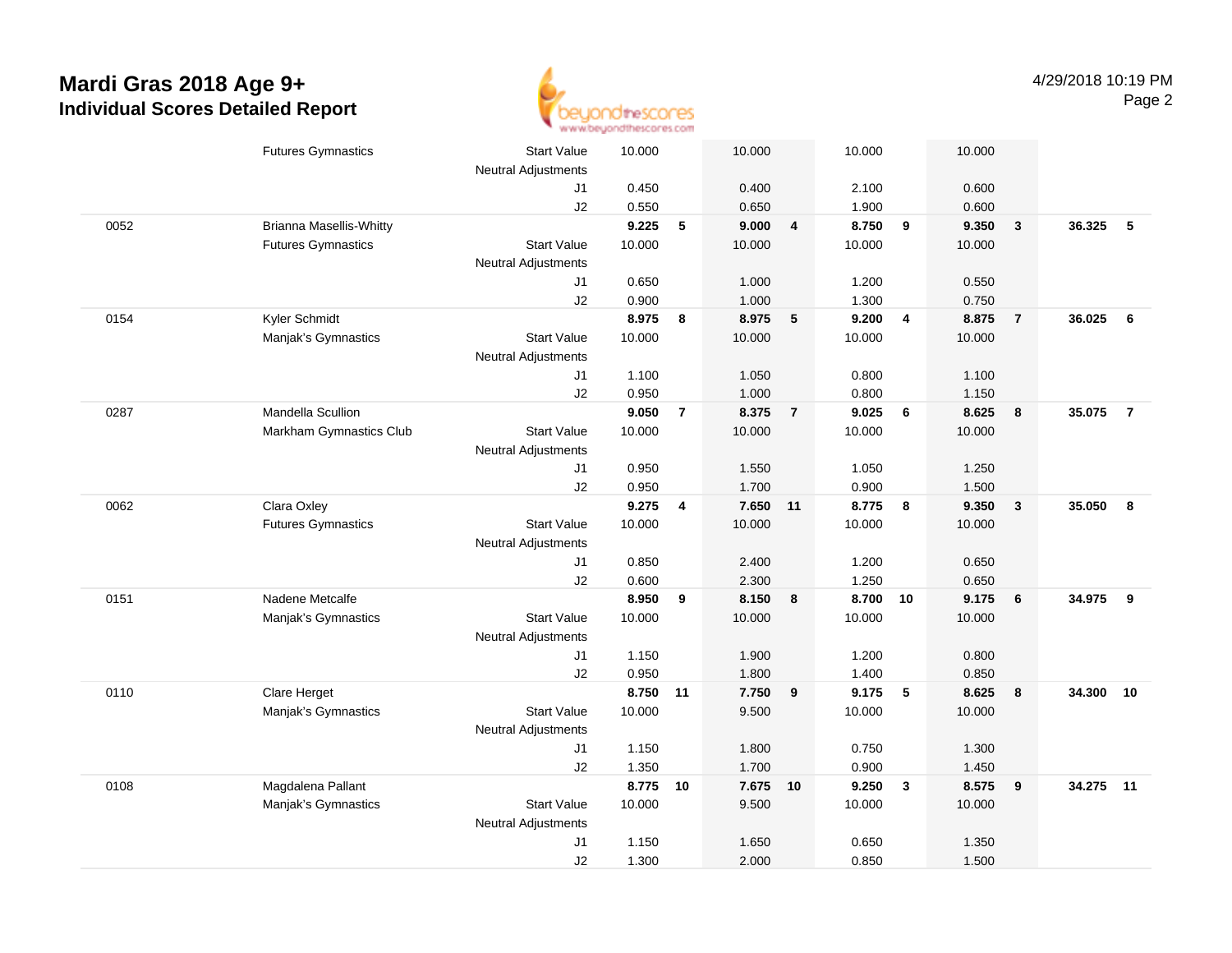# Mardi Gras 2018 Age 9+

## Individual Scores Detailed Report

| | | | | | | | | | | | | |
|---|---|---|---|---|---|---|---|---|---|---|---|---|
| | Futures Gymnastics | Start Value | 10.000 | | 10.000 | | 10.000 | | 10.000 | | | |
| | | Neutral Adjustments | | | | | | | | | | |
| | | J1 | 0.450 | | 0.400 | | 2.100 | | 0.600 | | | |
| | | J2 | 0.550 | | 0.650 | | 1.900 | | 0.600 | | | |
| 0052 | Brianna Masellis-Whitty | | **9.225** | **5** | **9.000** | **4** | **8.750** | **9** | **9.350** | **3** | **36.325** | **5** |
| | Futures Gymnastics | Start Value | 10.000 | | 10.000 | | 10.000 | | 10.000 | | | |
| | | Neutral Adjustments | | | | | | | | | | |
| | | J1 | 0.650 | | 1.000 | | 1.200 | | 0.550 | | | |
| | | J2 | 0.900 | | 1.000 | | 1.300 | | 0.750 | | | |
| 0154 | Kyler Schmidt | | **8.975** | **8** | **8.975** | **5** | **9.200** | **4** | **8.875** | **7** | **36.025** | **6** |
| | Manjak's Gymnastics | Start Value | 10.000 | | 10.000 | | 10.000 | | 10.000 | | | |
| | | Neutral Adjustments | | | | | | | | | | |
| | | J1 | 1.100 | | 1.050 | | 0.800 | | 1.100 | | | |
| | | J2 | 0.950 | | 1.000 | | 0.800 | | 1.150 | | | |
| 0287 | Mandella Scullion | | **9.050** | **7** | **8.375** | **7** | **9.025** | **6** | **8.625** | **8** | **35.075** | **7** |
| | Markham Gymnastics Club | Start Value | 10.000 | | 10.000 | | 10.000 | | 10.000 | | | |
| | | Neutral Adjustments | | | | | | | | | | |
| | | J1 | 0.950 | | 1.550 | | 1.050 | | 1.250 | | | |
| | | J2 | 0.950 | | 1.700 | | 0.900 | | 1.500 | | | |
| 0062 | Clara Oxley | | **9.275** | **4** | **7.650** | **11** | **8.775** | **8** | **9.350** | **3** | **35.050** | **8** |
| | Futures Gymnastics | Start Value | 10.000 | | 10.000 | | 10.000 | | 10.000 | | | |
| | | Neutral Adjustments | | | | | | | | | | |
| | | J1 | 0.850 | | 2.400 | | 1.200 | | 0.650 | | | |
| | | J2 | 0.600 | | 2.300 | | 1.250 | | 0.650 | | | |
| 0151 | Nadene Metcalfe | | **8.950** | **9** | **8.150** | **8** | **8.700** | **10** | **9.175** | **6** | **34.975** | **9** |
| | Manjak's Gymnastics | Start Value | 10.000 | | 10.000 | | 10.000 | | 10.000 | | | |
| | | Neutral Adjustments | | | | | | | | | | |
| | | J1 | 1.150 | | 1.900 | | 1.200 | | 0.800 | | | |
| | | J2 | 0.950 | | 1.800 | | 1.400 | | 0.850 | | | |
| 0110 | Clare Herget | | **8.750** | **11** | **7.750** | **9** | **9.175** | **5** | **8.625** | **8** | **34.300** | **10** |
| | Manjak's Gymnastics | Start Value | 10.000 | | 9.500 | | 10.000 | | 10.000 | | | |
| | | Neutral Adjustments | | | | | | | | | | |
| | | J1 | 1.150 | | 1.800 | | 0.750 | | 1.300 | | | |
| | | J2 | 1.350 | | 1.700 | | 0.900 | | 1.450 | | | |
| 0108 | Magdalena Pallant | | **8.775** | **10** | **7.675** | **10** | **9.250** | **3** | **8.575** | **9** | **34.275** | **11** |
| | Manjak's Gymnastics | Start Value | 10.000 | | 9.500 | | 10.000 | | 10.000 | | | |
| | | Neutral Adjustments | | | | | | | | | | |
| | | J1 | 1.150 | | 1.650 | | 0.650 | | 1.350 | | | |
| | | J2 | 1.300 | | 2.000 | | 0.850 | | 1.500 | | | |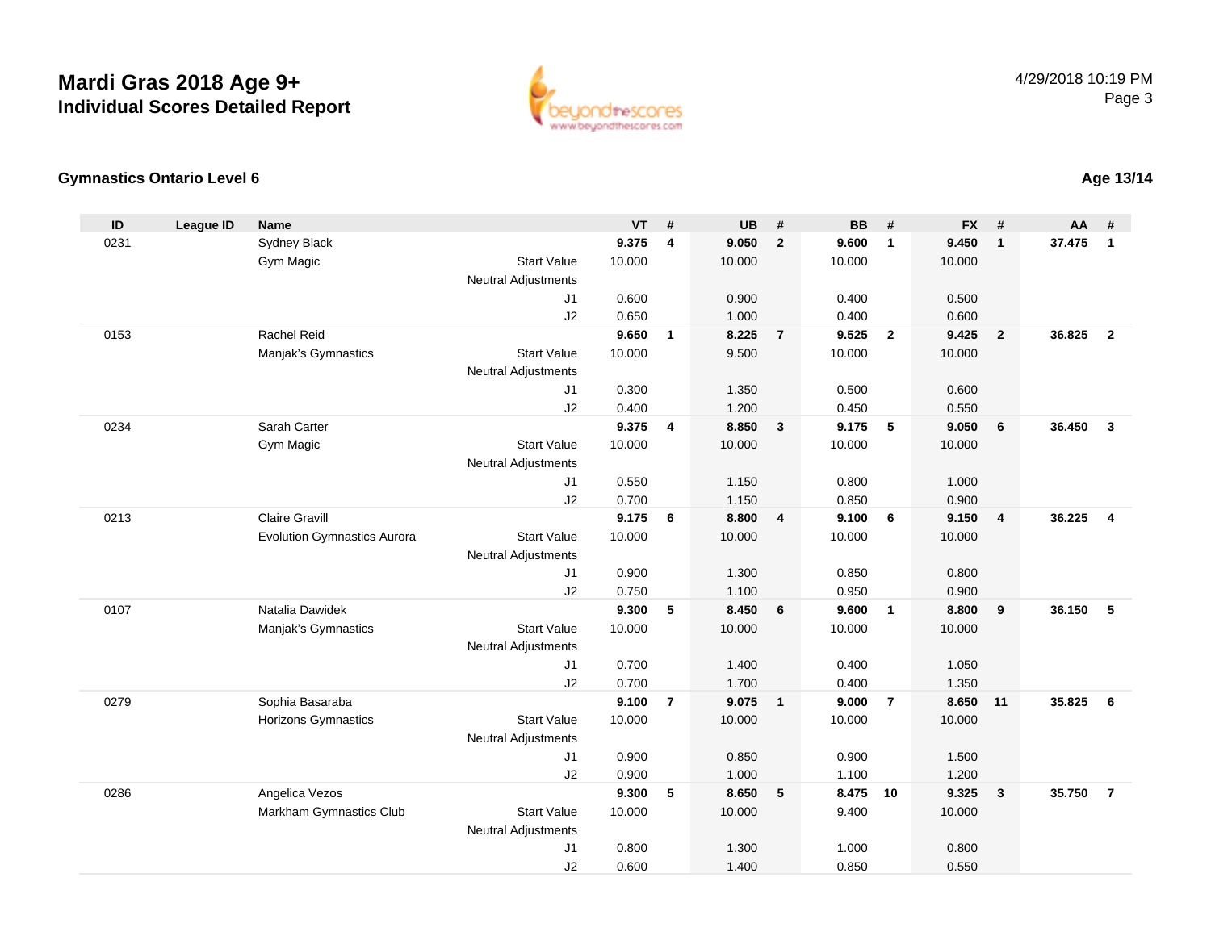# Mardi Gras 2018 Age 9+
## Individual Scores Detailed Report

4/29/2018 10:19 PM

### Gymnastics Ontario Level 6

**Age 13/14**

| ID | League ID | Name | | VT | # | UB | # | BB | # | FX | # | AA | # |
|---|---|---|---|---|---|---|---|---|---|---|---|---|---|
| 0231 | | Sydney Black | | **9.375** | **4** | **9.050** | **2** | **9.600** | **1** | **9.450** | **1** | **37.475** | **1** |
| | | Gym Magic | Start Value | 10.000 | | 10.000 | | 10.000 | | 10.000 | | | |
| | | | Neutral Adjustments | | | | | | | | | | |
| | | | J1 | 0.600 | | 0.900 | | 0.400 | | 0.500 | | | |
| | | | J2 | 0.650 | | 1.000 | | 0.400 | | 0.600 | | | |
| 0153 | | Rachel Reid | | **9.650** | **1** | **8.225** | **7** | **9.525** | **2** | **9.425** | **2** | **36.825** | **2** |
| | | Manjak's Gymnastics | Start Value | 10.000 | | 9.500 | | 10.000 | | 10.000 | | | |
| | | | Neutral Adjustments | | | | | | | | | | |
| | | | J1 | 0.300 | | 1.350 | | 0.500 | | 0.600 | | | |
| | | | J2 | 0.400 | | 1.200 | | 0.450 | | 0.550 | | | |
| 0234 | | Sarah Carter | | **9.375** | **4** | **8.850** | **3** | **9.175** | **5** | **9.050** | **6** | **36.450** | **3** |
| | | Gym Magic | Start Value | 10.000 | | 10.000 | | 10.000 | | 10.000 | | | |
| | | | Neutral Adjustments | | | | | | | | | | |
| | | | J1 | 0.550 | | 1.150 | | 0.800 | | 1.000 | | | |
| | | | J2 | 0.700 | | 1.150 | | 0.850 | | 0.900 | | | |
| 0213 | | Claire Gravill | | **9.175** | **6** | **8.800** | **4** | **9.100** | **6** | **9.150** | **4** | **36.225** | **4** |
| | | Evolution Gymnastics Aurora | Start Value | 10.000 | | 10.000 | | 10.000 | | 10.000 | | | |
| | | | Neutral Adjustments | | | | | | | | | | |
| | | | J1 | 0.900 | | 1.300 | | 0.850 | | 0.800 | | | |
| | | | J2 | 0.750 | | 1.100 | | 0.950 | | 0.900 | | | |
| 0107 | | Natalia Dawidek | | **9.300** | **5** | **8.450** | **6** | **9.600** | **1** | **8.800** | **9** | **36.150** | **5** |
| | | Manjak's Gymnastics | Start Value | 10.000 | | 10.000 | | 10.000 | | 10.000 | | | |
| | | | Neutral Adjustments | | | | | | | | | | |
| | | | J1 | 0.700 | | 1.400 | | 0.400 | | 1.050 | | | |
| | | | J2 | 0.700 | | 1.700 | | 0.400 | | 1.350 | | | |
| 0279 | | Sophia Basaraba | | **9.100** | **7** | **9.075** | **1** | **9.000** | **7** | **8.650** | **11** | **35.825** | **6** |
| | | Horizons Gymnastics | Start Value | 10.000 | | 10.000 | | 10.000 | | 10.000 | | | |
| | | | Neutral Adjustments | | | | | | | | | | |
| | | | J1 | 0.900 | | 0.850 | | 0.900 | | 1.500 | | | |
| | | | J2 | 0.900 | | 1.000 | | 1.100 | | 1.200 | | | |
| 0286 | | Angelica Vezos | | **9.300** | **5** | **8.650** | **5** | **8.475** | **10** | **9.325** | **3** | **35.750** | **7** |
| | | Markham Gymnastics Club | Start Value | 10.000 | | 10.000 | | 9.400 | | 10.000 | | | |
| | | | Neutral Adjustments | | | | | | | | | | |
| | | | J1 | 0.800 | | 1.300 | | 1.000 | | 0.800 | | | |
| | | | J2 | 0.600 | | 1.400 | | 0.850 | | 0.550 | | | |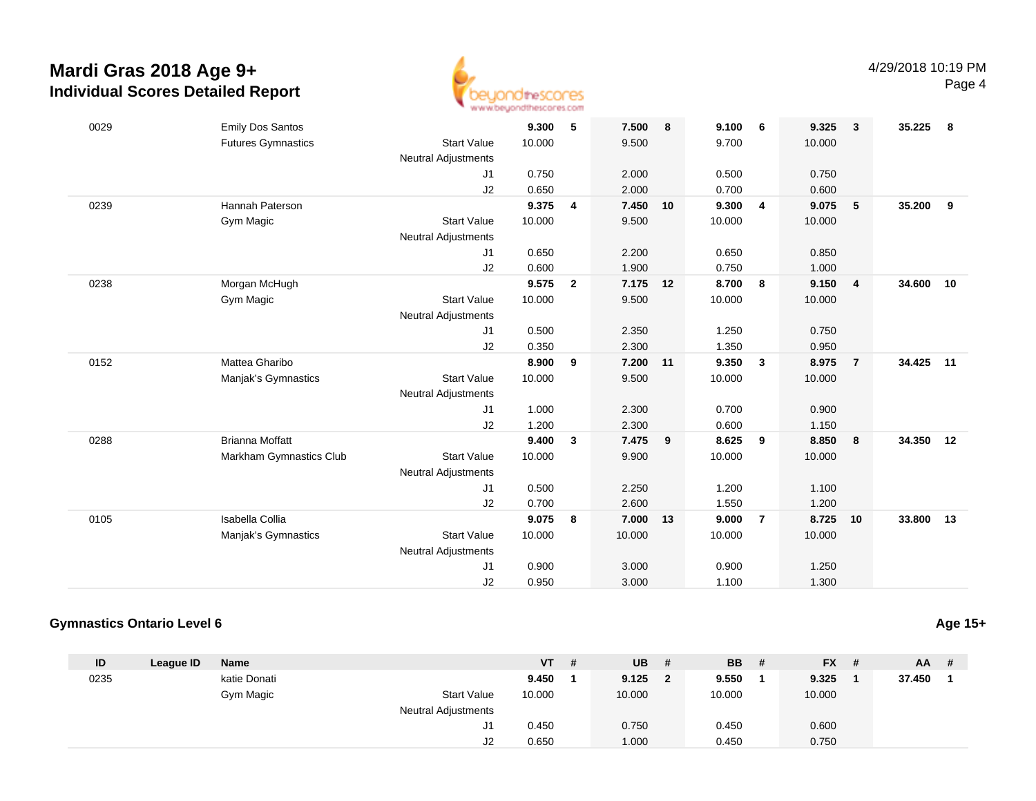# Mardi Gras 2018 Age 9+
## Individual Scores Detailed Report

4/29/2018 10:19 PM

| ID | League ID | Name | | VT | # | UB | # | BB | # | FX | # | AA | # |
|---|---|---|---|---|---|---|---|---|---|---|---|---|---|
| 0029 | | Emily Dos Santos | | 9.300 | 5 | 7.500 | 8 | 9.100 | 6 | 9.325 | 3 | 35.225 | 8 |
| | | Futures Gymnastics | Start Value | 10.000 | | 9.500 | | 9.700 | | 10.000 | | | |
| | | | Neutral Adjustments | | | | | | | | | | |
| | | | J1 | 0.750 | | 2.000 | | 0.500 | | 0.750 | | | |
| | | | J2 | 0.650 | | 2.000 | | 0.700 | | 0.600 | | | |
| 0239 | | Hannah Paterson | | 9.375 | 4 | 7.450 | 10 | 9.300 | 4 | 9.075 | 5 | 35.200 | 9 |
| | | Gym Magic | Start Value | 10.000 | | 9.500 | | 10.000 | | 10.000 | | | |
| | | | Neutral Adjustments | | | | | | | | | | |
| | | | J1 | 0.650 | | 2.200 | | 0.650 | | 0.850 | | | |
| | | | J2 | 0.600 | | 1.900 | | 0.750 | | 1.000 | | | |
| 0238 | | Morgan McHugh | | 9.575 | 2 | 7.175 | 12 | 8.700 | 8 | 9.150 | 4 | 34.600 | 10 |
| | | Gym Magic | Start Value | 10.000 | | 9.500 | | 10.000 | | 10.000 | | | |
| | | | Neutral Adjustments | | | | | | | | | | |
| | | | J1 | 0.500 | | 2.350 | | 1.250 | | 0.750 | | | |
| | | | J2 | 0.350 | | 2.300 | | 1.350 | | 0.950 | | | |
| 0152 | | Mattea Gharibo | | 8.900 | 9 | 7.200 | 11 | 9.350 | 3 | 8.975 | 7 | 34.425 | 11 |
| | | Manjak's Gymnastics | Start Value | 10.000 | | 9.500 | | 10.000 | | 10.000 | | | |
| | | | Neutral Adjustments | | | | | | | | | | |
| | | | J1 | 1.000 | | 2.300 | | 0.700 | | 0.900 | | | |
| | | | J2 | 1.200 | | 2.300 | | 0.600 | | 1.150 | | | |
| 0288 | | Brianna Moffatt | | 9.400 | 3 | 7.475 | 9 | 8.625 | 9 | 8.850 | 8 | 34.350 | 12 |
| | | Markham Gymnastics Club | Start Value | 10.000 | | 9.900 | | 10.000 | | 10.000 | | | |
| | | | Neutral Adjustments | | | | | | | | | | |
| | | | J1 | 0.500 | | 2.250 | | 1.200 | | 1.100 | | | |
| | | | J2 | 0.700 | | 2.600 | | 1.550 | | 1.200 | | | |
| 0105 | | Isabella Collia | | 9.075 | 8 | 7.000 | 13 | 9.000 | 7 | 8.725 | 10 | 33.800 | 13 |
| | | Manjak's Gymnastics | Start Value | 10.000 | | 10.000 | | 10.000 | | 10.000 | | | |
| | | | Neutral Adjustments | | | | | | | | | | |
| | | | J1 | 0.900 | | 3.000 | | 0.900 | | 1.250 | | | |
| | | | J2 | 0.950 | | 3.000 | | 1.100 | | 1.300 | | | |

### Gymnastics Ontario Level 6

**Age 15+**

| ID | League ID | Name | | VT | # | UB | # | BB | # | FX | # | AA | # |
|---|---|---|---|---|---|---|---|---|---|---|---|---|---|
| 0235 | | katie Donati | | 9.450 | 1 | 9.125 | 2 | 9.550 | 1 | 9.325 | 1 | 37.450 | 1 |
| | | Gym Magic | Start Value | 10.000 | | 10.000 | | 10.000 | | 10.000 | | | |
| | | | Neutral Adjustments | | | | | | | | | | |
| | | | J1 | 0.450 | | 0.750 | | 0.450 | | 0.600 | | | |
| | | | J2 | 0.650 | | 1.000 | | 0.450 | | 0.750 | | | |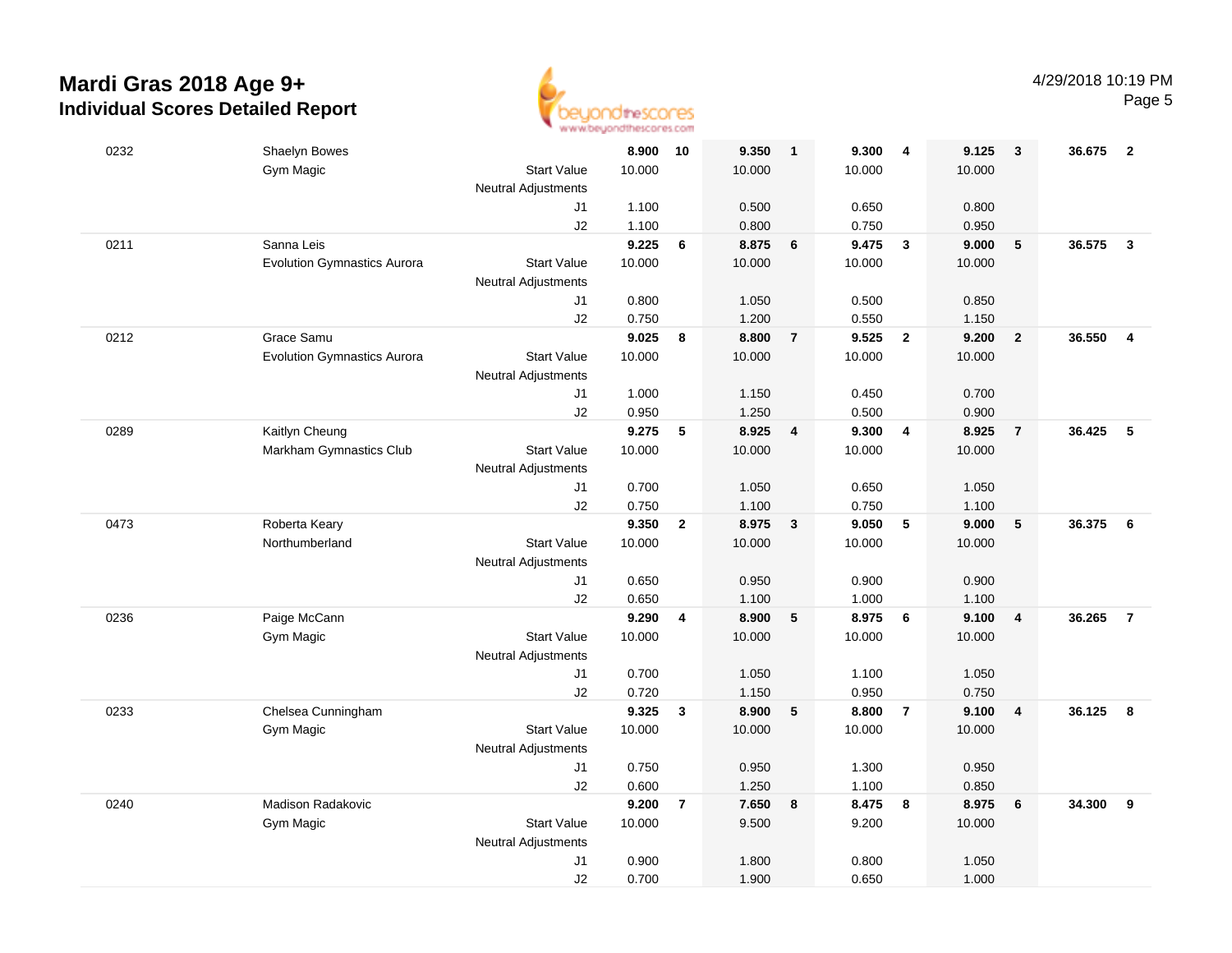# Mardi Gras 2018 Age 9+
## Individual Scores Detailed Report

4/29/2018 10:19 PM

| # | Name / Club | | Vault | Rank | Bars | Rank | Beam | Rank | Floor | Rank | AA | Rank |
|---|---|---|---|---|---|---|---|---|---|---|---|---|
| 0232 | Shaelyn Bowes | | **8.900** | **10** | **9.350** | **1** | **9.300** | **4** | **9.125** | **3** | **36.675** | **2** |
| | Gym Magic | Start Value | 10.000 | | 10.000 | | 10.000 | | 10.000 | | | |
| | | Neutral Adjustments | | | | | | | | | | |
| | | J1 | 1.100 | | 0.500 | | 0.650 | | 0.800 | | | |
| | | J2 | 1.100 | | 0.800 | | 0.750 | | 0.950 | | | |
| 0211 | Sanna Leis | | **9.225** | **6** | **8.875** | **6** | **9.475** | **3** | **9.000** | **5** | **36.575** | **3** |
| | Evolution Gymnastics Aurora | Start Value | 10.000 | | 10.000 | | 10.000 | | 10.000 | | | |
| | | Neutral Adjustments | | | | | | | | | | |
| | | J1 | 0.800 | | 1.050 | | 0.500 | | 0.850 | | | |
| | | J2 | 0.750 | | 1.200 | | 0.550 | | 1.150 | | | |
| 0212 | Grace Samu | | **9.025** | **8** | **8.800** | **7** | **9.525** | **2** | **9.200** | **2** | **36.550** | **4** |
| | Evolution Gymnastics Aurora | Start Value | 10.000 | | 10.000 | | 10.000 | | 10.000 | | | |
| | | Neutral Adjustments | | | | | | | | | | |
| | | J1 | 1.000 | | 1.150 | | 0.450 | | 0.700 | | | |
| | | J2 | 0.950 | | 1.250 | | 0.500 | | 0.900 | | | |
| 0289 | Kaitlyn Cheung | | **9.275** | **5** | **8.925** | **4** | **9.300** | **4** | **8.925** | **7** | **36.425** | **5** |
| | Markham Gymnastics Club | Start Value | 10.000 | | 10.000 | | 10.000 | | 10.000 | | | |
| | | Neutral Adjustments | | | | | | | | | | |
| | | J1 | 0.700 | | 1.050 | | 0.650 | | 1.050 | | | |
| | | J2 | 0.750 | | 1.100 | | 0.750 | | 1.100 | | | |
| 0473 | Roberta Keary | | **9.350** | **2** | **8.975** | **3** | **9.050** | **5** | **9.000** | **5** | **36.375** | **6** |
| | Northumberland | Start Value | 10.000 | | 10.000 | | 10.000 | | 10.000 | | | |
| | | Neutral Adjustments | | | | | | | | | | |
| | | J1 | 0.650 | | 0.950 | | 0.900 | | 0.900 | | | |
| | | J2 | 0.650 | | 1.100 | | 1.000 | | 1.100 | | | |
| 0236 | Paige McCann | | **9.290** | **4** | **8.900** | **5** | **8.975** | **6** | **9.100** | **4** | **36.265** | **7** |
| | Gym Magic | Start Value | 10.000 | | 10.000 | | 10.000 | | 10.000 | | | |
| | | Neutral Adjustments | | | | | | | | | | |
| | | J1 | 0.700 | | 1.050 | | 1.100 | | 1.050 | | | |
| | | J2 | 0.720 | | 1.150 | | 0.950 | | 0.750 | | | |
| 0233 | Chelsea Cunningham | | **9.325** | **3** | **8.900** | **5** | **8.800** | **7** | **9.100** | **4** | **36.125** | **8** |
| | Gym Magic | Start Value | 10.000 | | 10.000 | | 10.000 | | 10.000 | | | |
| | | Neutral Adjustments | | | | | | | | | | |
| | | J1 | 0.750 | | 0.950 | | 1.300 | | 0.950 | | | |
| | | J2 | 0.600 | | 1.250 | | 1.100 | | 0.850 | | | |
| 0240 | Madison Radakovic | | **9.200** | **7** | **7.650** | **8** | **8.475** | **8** | **8.975** | **6** | **34.300** | **9** |
| | Gym Magic | Start Value | 10.000 | | 9.500 | | 9.200 | | 10.000 | | | |
| | | Neutral Adjustments | | | | | | | | | | |
| | | J1 | 0.900 | | 1.800 | | 0.800 | | 1.050 | | | |
| | | J2 | 0.700 | | 1.900 | | 0.650 | | 1.000 | | | |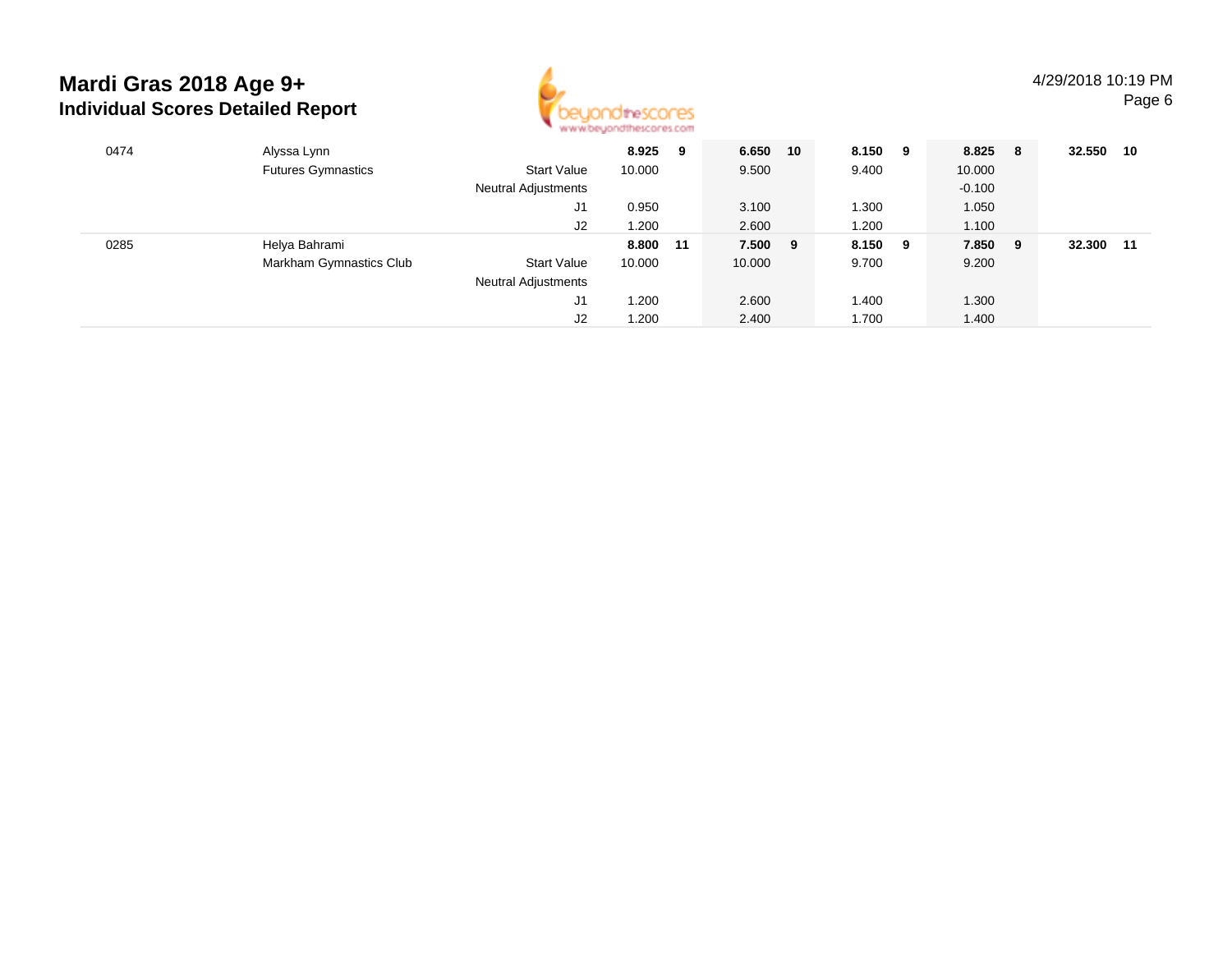## Mardi Gras 2018 Age 9+

### Individual Scores Detailed Report

4/29/2018 10:19 PM

| | | | | | | | | | | | | |
|---|---|---|---|---|---|---|---|---|---|---|---|---|
| 0474 | Alyssa Lynn | | **8.925** | **9** | **6.650** | **10** | **8.150** | **9** | **8.825** | **8** | **32.550** | **10** |
| | Futures Gymnastics | Start Value | 10.000 | | 9.500 | | 9.400 | | 10.000 | | | |
| | | Neutral Adjustments | | | | | | | -0.100 | | | |
| | | J1 | 0.950 | | 3.100 | | 1.300 | | 1.050 | | | |
| | | J2 | 1.200 | | 2.600 | | 1.200 | | 1.100 | | | |
| 0285 | Helya Bahrami | | **8.800** | **11** | **7.500** | **9** | **8.150** | **9** | **7.850** | **9** | **32.300** | **11** |
| | Markham Gymnastics Club | Start Value | 10.000 | | 10.000 | | 9.700 | | 9.200 | | | |
| | | Neutral Adjustments | | | | | | | | | | |
| | | J1 | 1.200 | | 2.600 | | 1.400 | | 1.300 | | | |
| | | J2 | 1.200 | | 2.400 | | 1.700 | | 1.400 | | | |